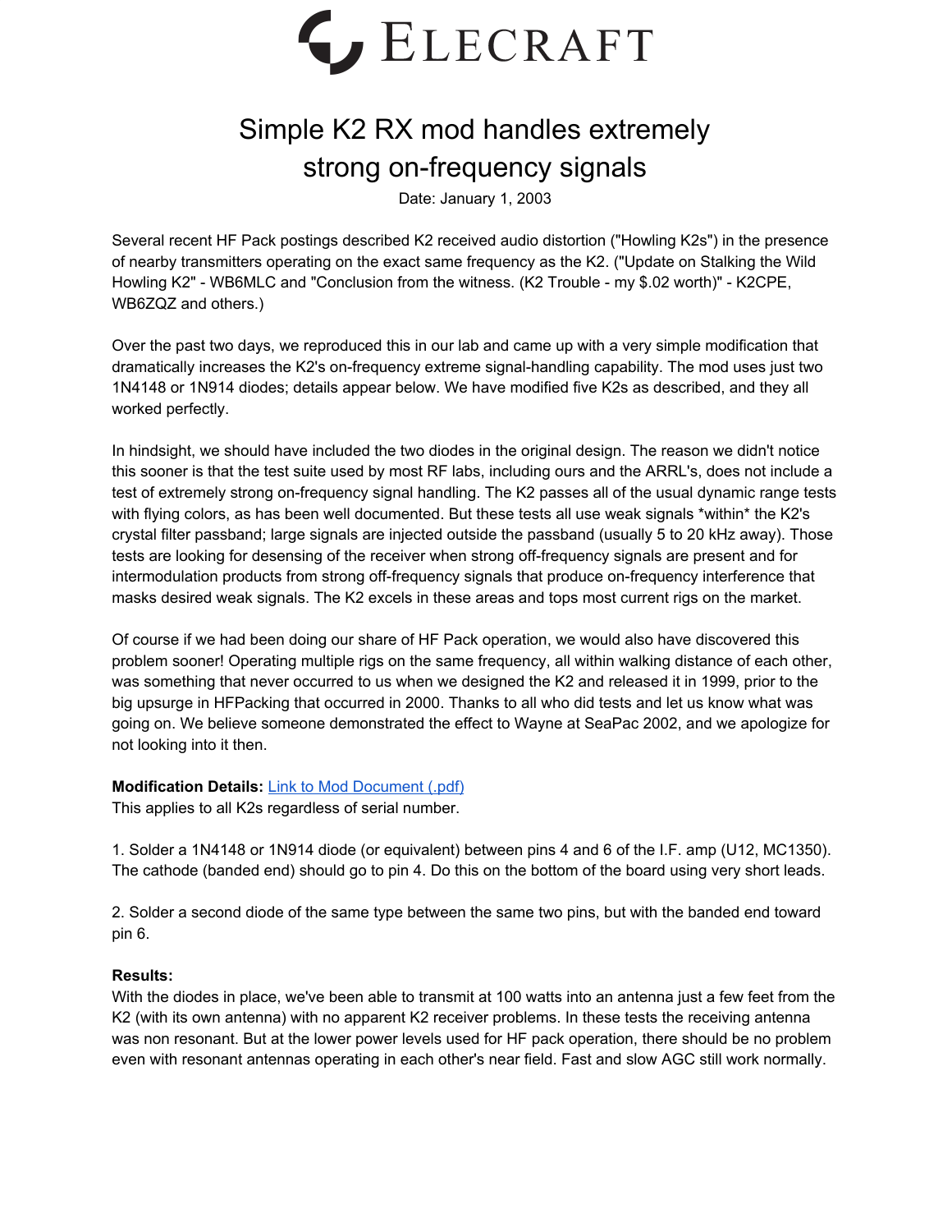# ELECRAFT

# Simple K2 RX mod handles extremely strong on-frequency signals

Date: January 1, 2003

Several recent HF Pack postings described K2 received audio distortion ("Howling K2s") in the presence of nearby transmitters operating on the exact same frequency as the K2. ("Update on Stalking the Wild Howling K2" - WB6MLC and "Conclusion from the witness. (K2 Trouble - my $.02 worth)" - K2CPE, WB6ZQZ and others.)

Over the past two days, we reproduced this in our lab and came up with a very simple modification that dramatically increases the K2's on-frequency extreme signal-handling capability. The mod uses just two 1N4148 or 1N914 diodes; details appear below. We have modified five K2s as described, and they all worked perfectly.

In hindsight, we should have included the two diodes in the original design. The reason we didn't notice this sooner is that the test suite used by most RF labs, including ours and the ARRL's, does not include a test of extremely strong on-frequency signal handling. The K2 passes all of the usual dynamic range tests with flying colors, as has been well documented. But these tests all use weak signals *within* the K2's crystal filter passband; large signals are injected outside the passband (usually 5 to 20 kHz away). Those tests are looking for desensing of the receiver when strong off-frequency signals are present and for intermodulation products from strong off-frequency signals that produce on-frequency interference that masks desired weak signals. The K2 excels in these areas and tops most current rigs on the market.

Of course if we had been doing our share of HF Pack operation, we would also have discovered this problem sooner! Operating multiple rigs on the same frequency, all within walking distance of each other, was something that never occurred to us when we designed the K2 and released it in 1999, prior to the big upsurge in HFPacking that occurred in 2000. Thanks to all who did tests and let us know what was going on. We believe someone demonstrated the effect to Wayne at SeaPac 2002, and we apologize for not looking into it then.

**Modification Details:** [Link to Mod Document (.pdf)]
This applies to all K2s regardless of serial number.

1. Solder a 1N4148 or 1N914 diode (or equivalent) between pins 4 and 6 of the I.F. amp (U12, MC1350). The cathode (banded end) should go to pin 4. Do this on the bottom of the board using very short leads.

2. Solder a second diode of the same type between the same two pins, but with the banded end toward pin 6.

**Results:**
With the diodes in place, we've been able to transmit at 100 watts into an antenna just a few feet from the K2 (with its own antenna) with no apparent K2 receiver problems. In these tests the receiving antenna was non resonant. But at the lower power levels used for HF pack operation, there should be no problem even with resonant antennas operating in each other's near field. Fast and slow AGC still work normally.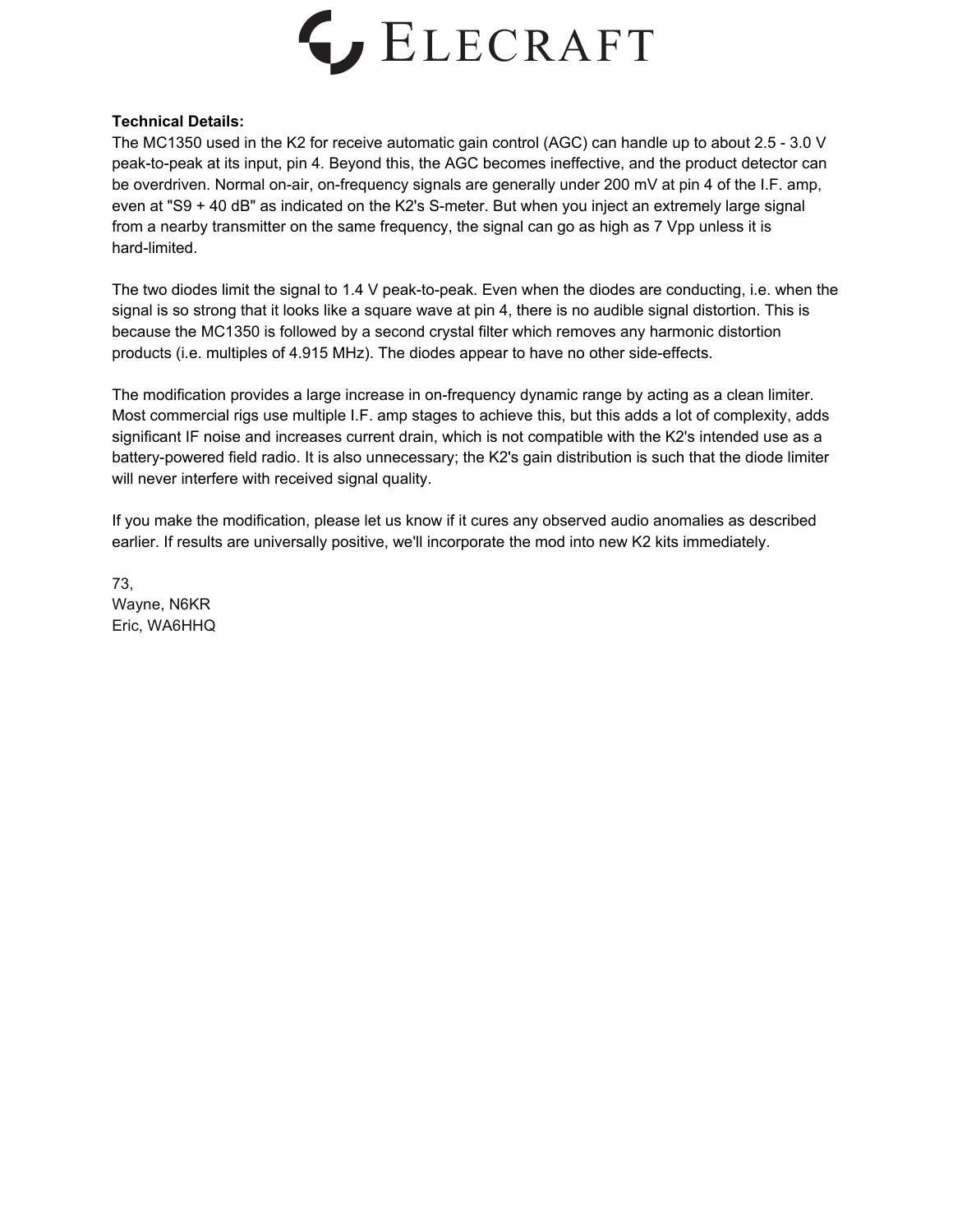**Technical Details:**
The MC1350 used in the K2 for receive automatic gain control (AGC) can handle up to about 2.5 - 3.0 V peak-to-peak at its input, pin 4. Beyond this, the AGC becomes ineffective, and the product detector can be overdriven. Normal on-air, on-frequency signals are generally under 200 mV at pin 4 of the I.F. amp, even at "S9 + 40 dB" as indicated on the K2's S-meter. But when you inject an extremely large signal from a nearby transmitter on the same frequency, the signal can go as high as 7 Vpp unless it is hard-limited.

The two diodes limit the signal to 1.4 V peak-to-peak. Even when the diodes are conducting, i.e. when the signal is so strong that it looks like a square wave at pin 4, there is no audible signal distortion. This is because the MC1350 is followed by a second crystal filter which removes any harmonic distortion products (i.e. multiples of 4.915 MHz). The diodes appear to have no other side-effects.

The modification provides a large increase in on-frequency dynamic range by acting as a clean limiter. Most commercial rigs use multiple I.F. amp stages to achieve this, but this adds a lot of complexity, adds significant IF noise and increases current drain, which is not compatible with the K2's intended use as a battery-powered field radio. It is also unnecessary; the K2's gain distribution is such that the diode limiter will never interfere with received signal quality.

If you make the modification, please let us know if it cures any observed audio anomalies as described earlier. If results are universally positive, we'll incorporate the mod into new K2 kits immediately.

73,
Wayne, N6KR
Eric, WA6HHQ